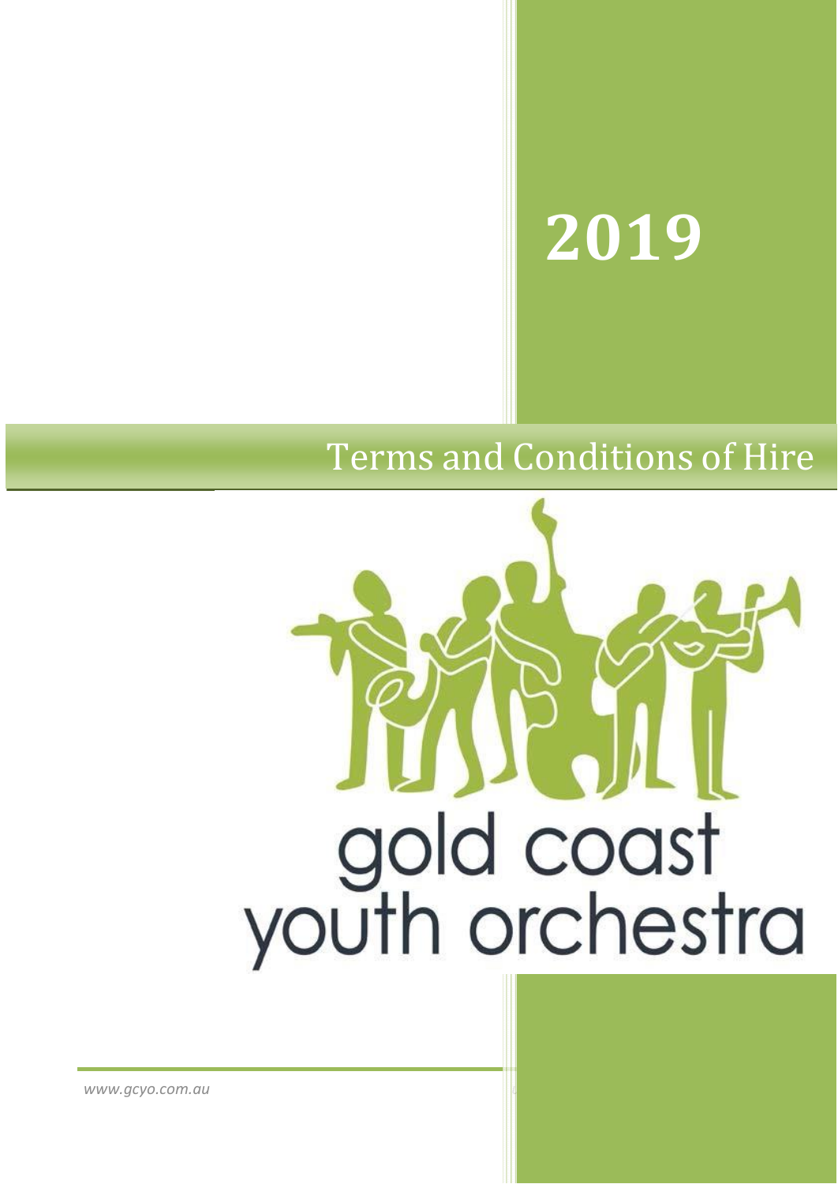# 2019

## Terms and Conditions of Hire

gold coast youth orchestra

*www.gcyo.com.au*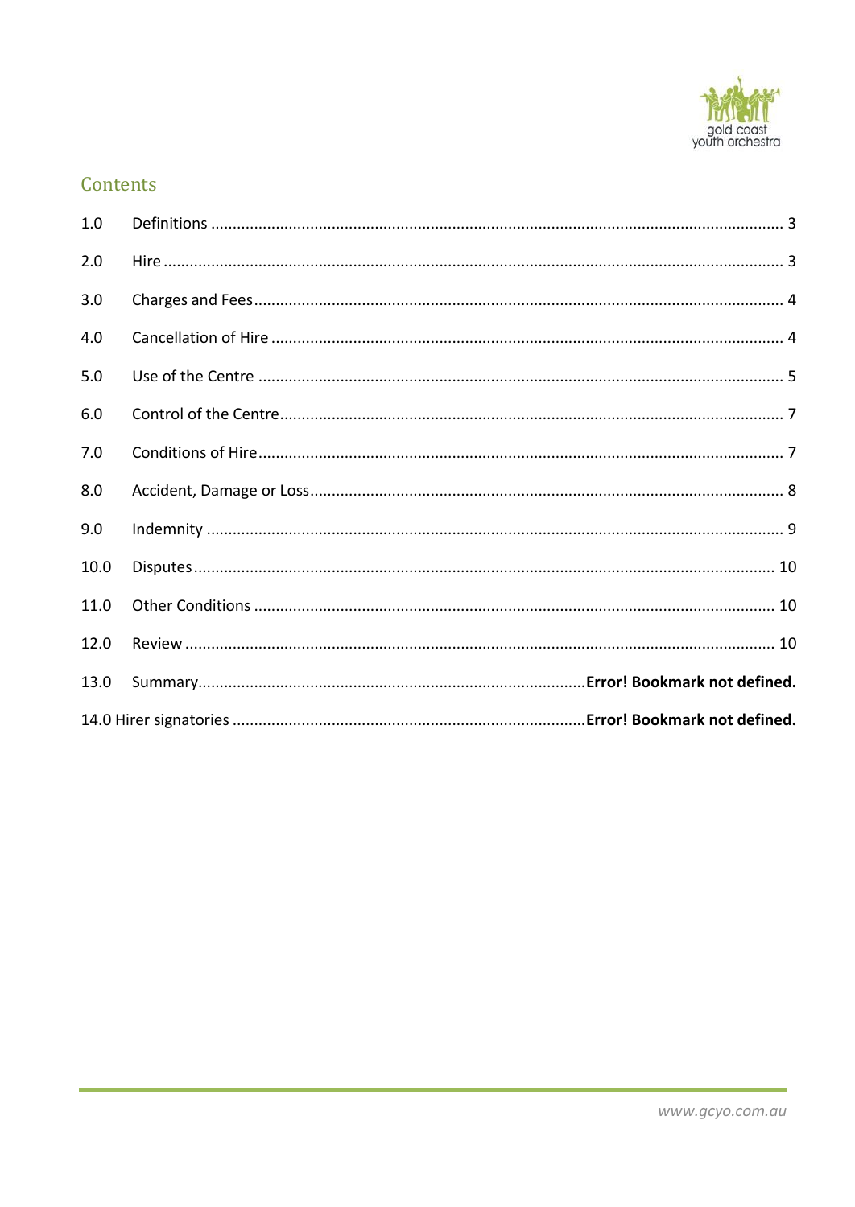## Contents

| | | |
|---|---|---|
| 1.0 | Definitions | 3 |
| 2.0 | Hire | 3 |
| 3.0 | Charges and Fees | 4 |
| 4.0 | Cancellation of Hire | 4 |
| 5.0 | Use of the Centre | 5 |
| 6.0 | Control of the Centre | 7 |
| 7.0 | Conditions of Hire | 7 |
| 8.0 | Accident, Damage or Loss | 8 |
| 9.0 | Indemnity | 9 |
| 10.0 | Disputes | 10 |
| 11.0 | Other Conditions | 10 |
| 12.0 | Review | 10 |
| 13.0 | Summary | **Error! Bookmark not defined.** |
| 14.0 | Hirer signatories | **Error! Bookmark not defined.** |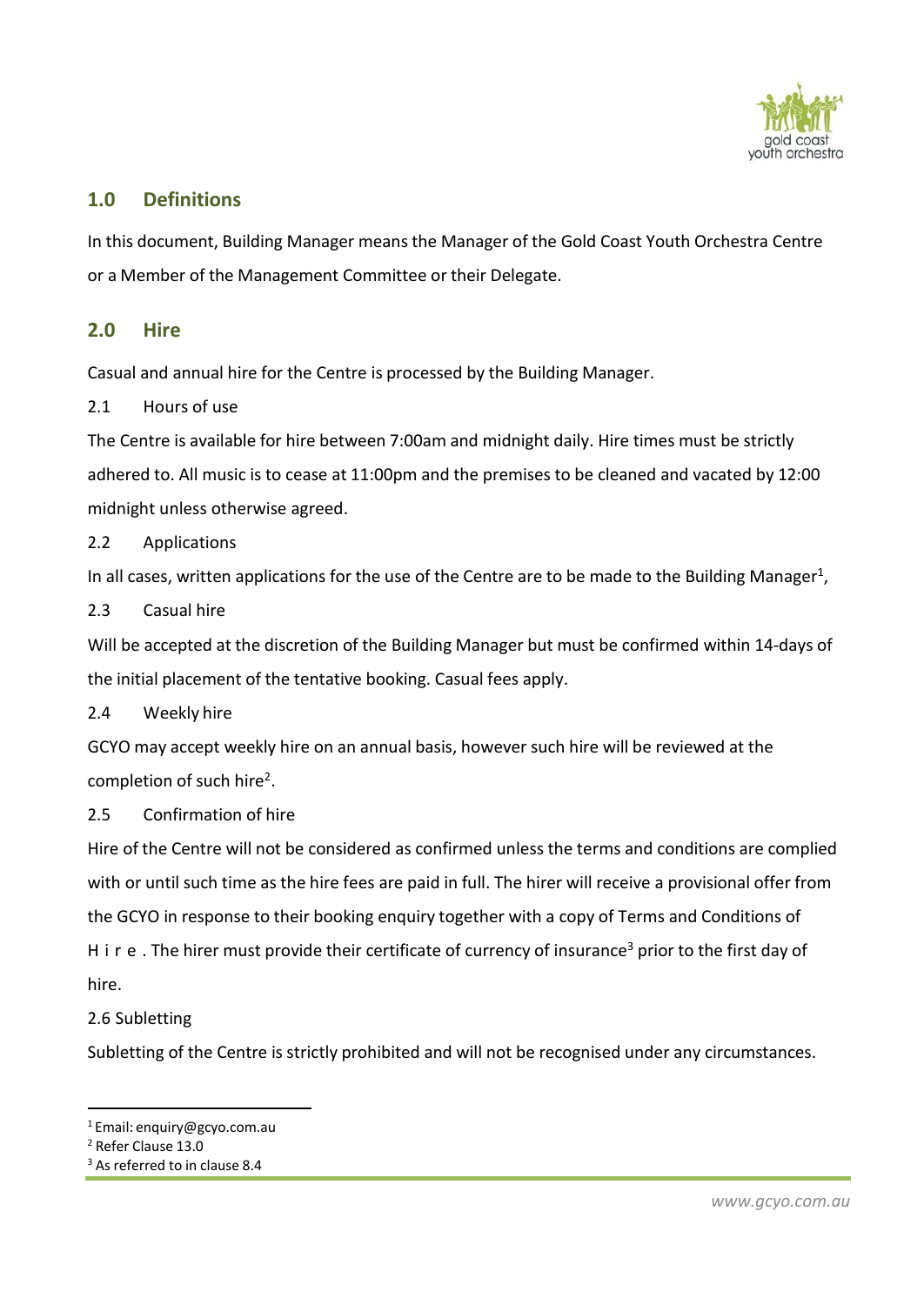## 1.0 Definitions

In this document, Building Manager means the Manager of the Gold Coast Youth Orchestra Centre or a Member of the Management Committee or their Delegate.

## 2.0 Hire

Casual and annual hire for the Centre is processed by the Building Manager.

2.1 Hours of use

The Centre is available for hire between 7:00am and midnight daily. Hire times must be strictly adhered to. All music is to cease at 11:00pm and the premises to be cleaned and vacated by 12:00 midnight unless otherwise agreed.

2.2 Applications

In all cases, written applications for the use of the Centre are to be made to the Building Manager[1],

2.3 Casual hire

Will be accepted at the discretion of the Building Manager but must be confirmed within 14-days of the initial placement of the tentative booking. Casual fees apply.

2.4 Weekly hire

GCYO may accept weekly hire on an annual basis, however such hire will be reviewed at the completion of such hire[2].

2.5 Confirmation of hire

Hire of the Centre will not be considered as confirmed unless the terms and conditions are complied with or until such time as the hire fees are paid in full. The hirer will receive a provisional offer from the GCYO in response to their booking enquiry together with a copy of Terms and Conditions of Hire. The hirer must provide their certificate of currency of insurance[3] prior to the first day of hire.

2.6 Subletting

Subletting of the Centre is strictly prohibited and will not be recognised under any circumstances.

---

[1] Email: enquiry@gcyo.com.au

[2] Refer Clause 13.0

[3] As referred to in clause 8.4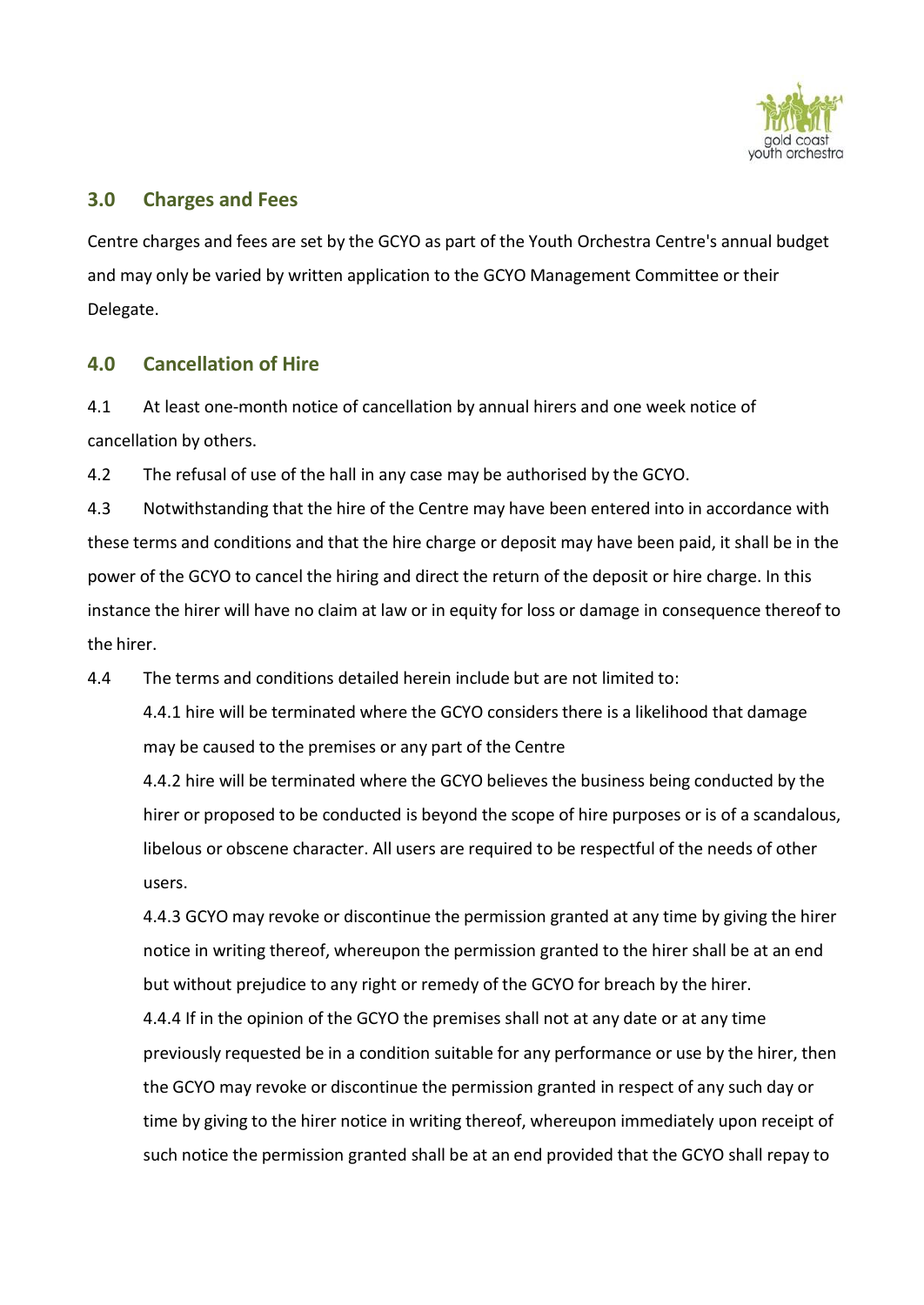## 3.0 Charges and Fees

Centre charges and fees are set by the GCYO as part of the Youth Orchestra Centre's annual budget and may only be varied by written application to the GCYO Management Committee or their Delegate.

## 4.0 Cancellation of Hire

4.1 At least one-month notice of cancellation by annual hirers and one week notice of cancellation by others.

4.2 The refusal of use of the hall in any case may be authorised by the GCYO.

4.3 Notwithstanding that the hire of the Centre may have been entered into in accordance with these terms and conditions and that the hire charge or deposit may have been paid, it shall be in the power of the GCYO to cancel the hiring and direct the return of the deposit or hire charge. In this instance the hirer will have no claim at law or in equity for loss or damage in consequence thereof to the hirer.

4.4 The terms and conditions detailed herein include but are not limited to:

4.4.1 hire will be terminated where the GCYO considers there is a likelihood that damage may be caused to the premises or any part of the Centre

4.4.2 hire will be terminated where the GCYO believes the business being conducted by the hirer or proposed to be conducted is beyond the scope of hire purposes or is of a scandalous, libelous or obscene character. All users are required to be respectful of the needs of other users.

4.4.3 GCYO may revoke or discontinue the permission granted at any time by giving the hirer notice in writing thereof, whereupon the permission granted to the hirer shall be at an end but without prejudice to any right or remedy of the GCYO for breach by the hirer.

4.4.4 If in the opinion of the GCYO the premises shall not at any date or at any time previously requested be in a condition suitable for any performance or use by the hirer, then the GCYO may revoke or discontinue the permission granted in respect of any such day or time by giving to the hirer notice in writing thereof, whereupon immediately upon receipt of such notice the permission granted shall be at an end provided that the GCYO shall repay to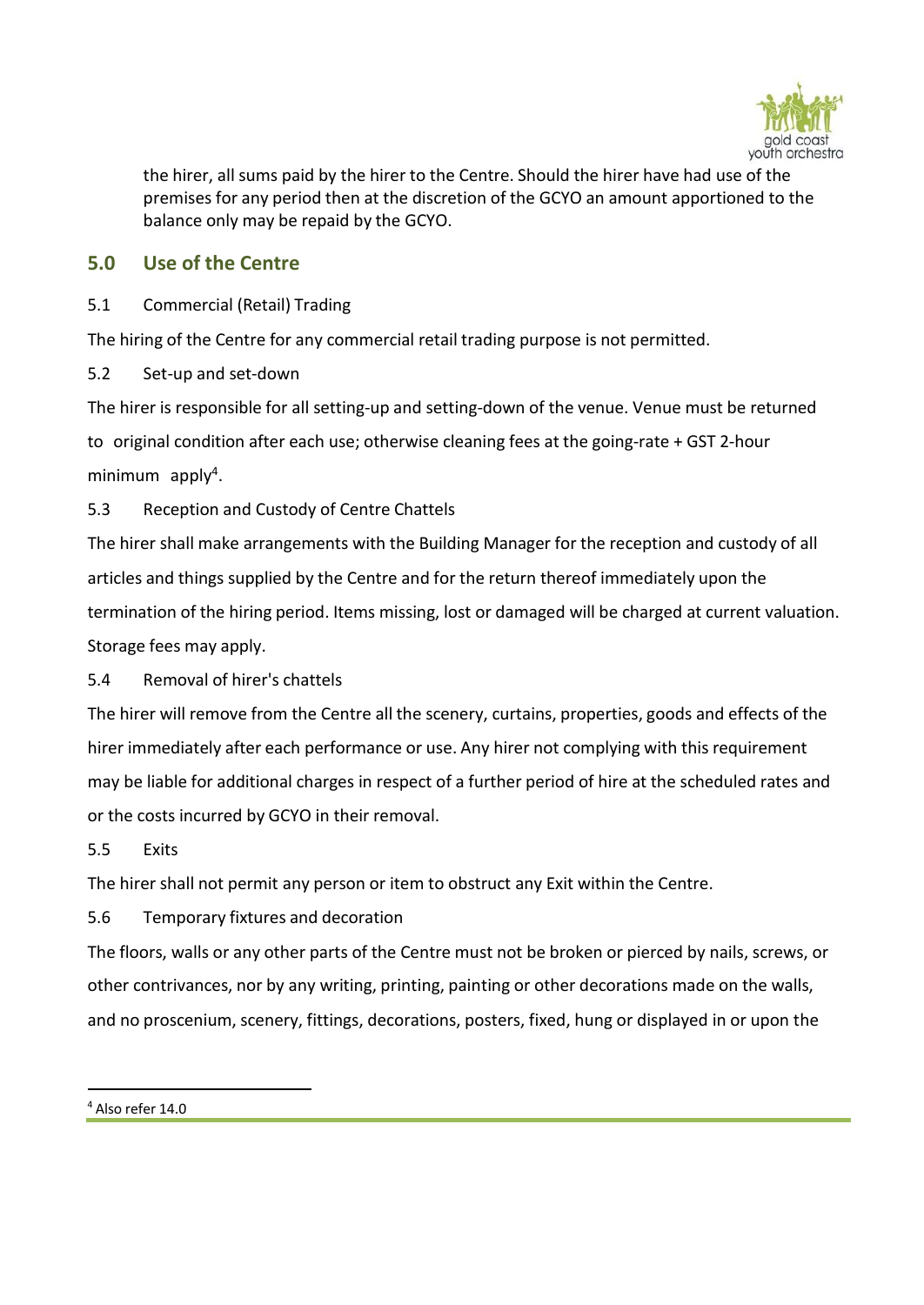the hirer, all sums paid by the hirer to the Centre. Should the hirer have had use of the premises for any period then at the discretion of the GCYO an amount apportioned to the balance only may be repaid by the GCYO.

## 5.0 Use of the Centre

5.1 Commercial (Retail) Trading

The hiring of the Centre for any commercial retail trading purpose is not permitted.

5.2 Set-up and set-down

The hirer is responsible for all setting-up and setting-down of the venue. Venue must be returned to original condition after each use; otherwise cleaning fees at the going-rate + GST 2-hour minimum apply[4].

5.3 Reception and Custody of Centre Chattels

The hirer shall make arrangements with the Building Manager for the reception and custody of all articles and things supplied by the Centre and for the return thereof immediately upon the termination of the hiring period. Items missing, lost or damaged will be charged at current valuation. Storage fees may apply.

5.4 Removal of hirer's chattels

The hirer will remove from the Centre all the scenery, curtains, properties, goods and effects of the hirer immediately after each performance or use. Any hirer not complying with this requirement may be liable for additional charges in respect of a further period of hire at the scheduled rates and or the costs incurred by GCYO in their removal.

5.5 Exits

The hirer shall not permit any person or item to obstruct any Exit within the Centre.

5.6 Temporary fixtures and decoration

The floors, walls or any other parts of the Centre must not be broken or pierced by nails, screws, or other contrivances, nor by any writing, printing, painting or other decorations made on the walls, and no proscenium, scenery, fittings, decorations, posters, fixed, hung or displayed in or upon the

---

[4] Also refer 14.0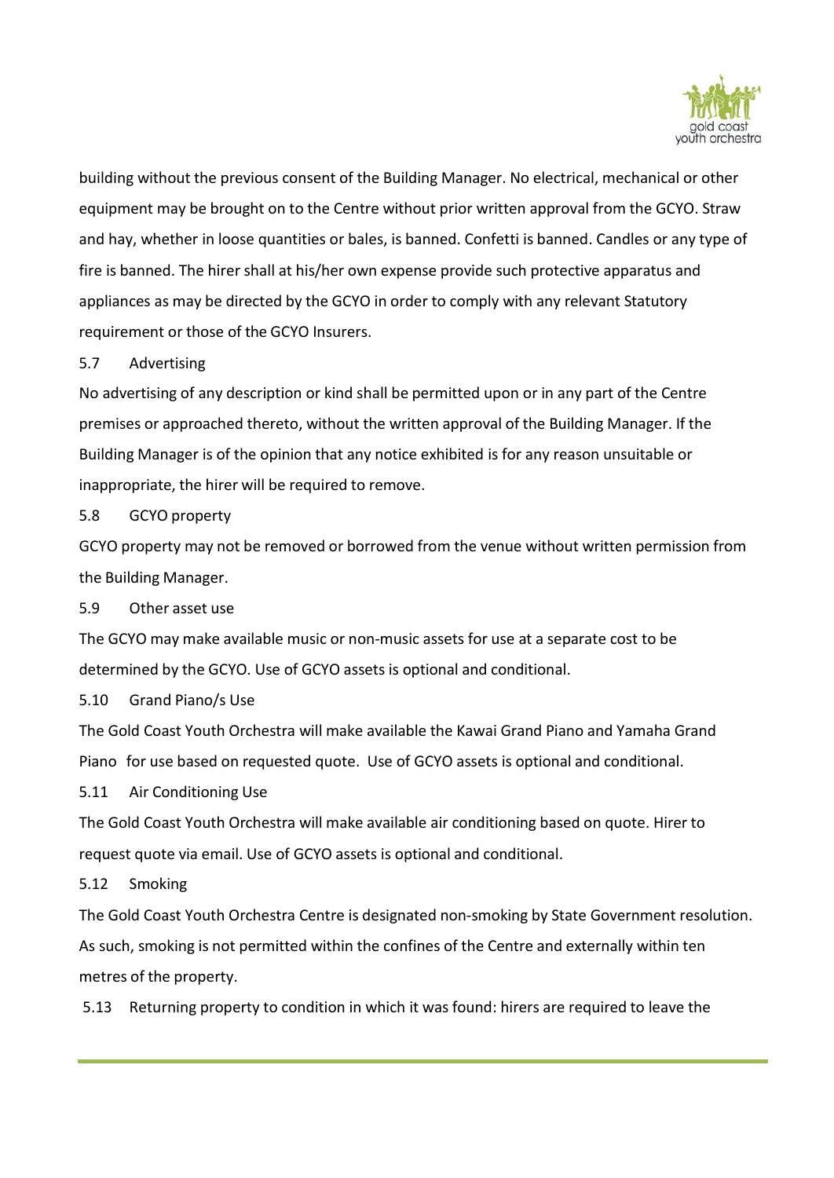building without the previous consent of the Building Manager. No electrical, mechanical or other equipment may be brought on to the Centre without prior written approval from the GCYO. Straw and hay, whether in loose quantities or bales, is banned. Confetti is banned. Candles or any type of fire is banned. The hirer shall at his/her own expense provide such protective apparatus and appliances as may be directed by the GCYO in order to comply with any relevant Statutory requirement or those of the GCYO Insurers.

5.7 Advertising

No advertising of any description or kind shall be permitted upon or in any part of the Centre premises or approached thereto, without the written approval of the Building Manager. If the Building Manager is of the opinion that any notice exhibited is for any reason unsuitable or inappropriate, the hirer will be required to remove.

5.8 GCYO property

GCYO property may not be removed or borrowed from the venue without written permission from the Building Manager.

5.9 Other asset use

The GCYO may make available music or non-music assets for use at a separate cost to be determined by the GCYO. Use of GCYO assets is optional and conditional.

5.10 Grand Piano/s Use

The Gold Coast Youth Orchestra will make available the Kawai Grand Piano and Yamaha Grand Piano for use based on requested quote. Use of GCYO assets is optional and conditional.

5.11 Air Conditioning Use

The Gold Coast Youth Orchestra will make available air conditioning based on quote. Hirer to request quote via email. Use of GCYO assets is optional and conditional.

5.12 Smoking

The Gold Coast Youth Orchestra Centre is designated non-smoking by State Government resolution. As such, smoking is not permitted within the confines of the Centre and externally within ten metres of the property.

5.13 Returning property to condition in which it was found: hirers are required to leave the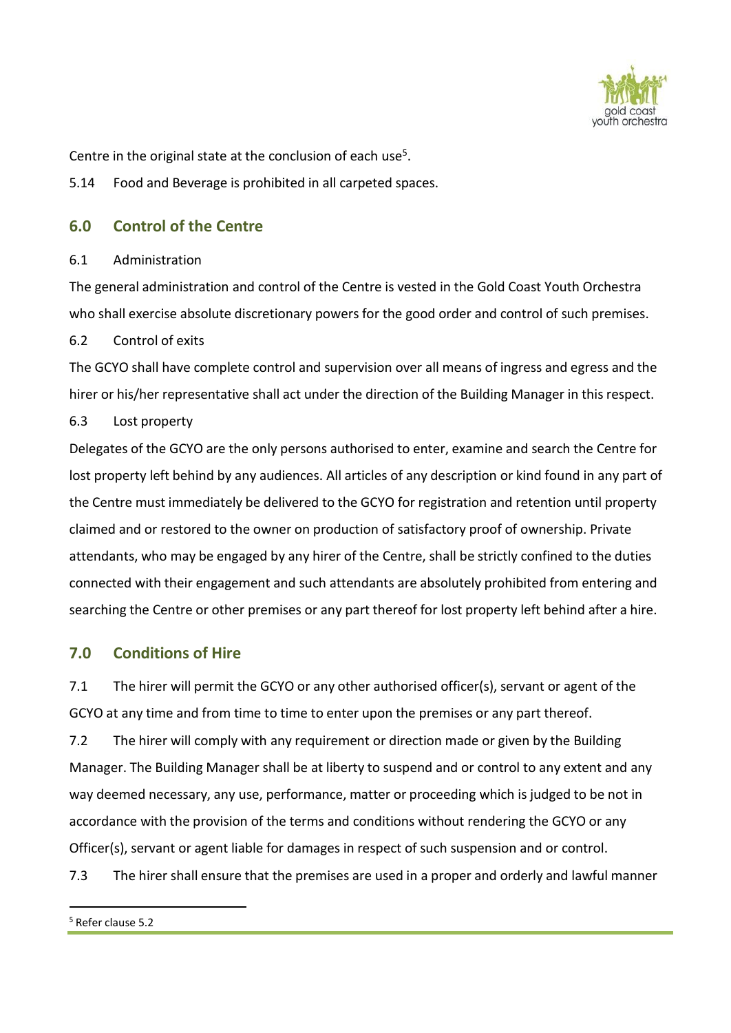Centre in the original state at the conclusion of each use[5].

5.14 Food and Beverage is prohibited in all carpeted spaces.

## 6.0 Control of the Centre

6.1 Administration

The general administration and control of the Centre is vested in the Gold Coast Youth Orchestra who shall exercise absolute discretionary powers for the good order and control of such premises.

6.2 Control of exits

The GCYO shall have complete control and supervision over all means of ingress and egress and the hirer or his/her representative shall act under the direction of the Building Manager in this respect.

6.3 Lost property

Delegates of the GCYO are the only persons authorised to enter, examine and search the Centre for lost property left behind by any audiences. All articles of any description or kind found in any part of the Centre must immediately be delivered to the GCYO for registration and retention until property claimed and or restored to the owner on production of satisfactory proof of ownership. Private attendants, who may be engaged by any hirer of the Centre, shall be strictly confined to the duties connected with their engagement and such attendants are absolutely prohibited from entering and searching the Centre or other premises or any part thereof for lost property left behind after a hire.

## 7.0 Conditions of Hire

7.1 The hirer will permit the GCYO or any other authorised officer(s), servant or agent of the GCYO at any time and from time to time to enter upon the premises or any part thereof.

7.2 The hirer will comply with any requirement or direction made or given by the Building Manager. The Building Manager shall be at liberty to suspend and or control to any extent and any way deemed necessary, any use, performance, matter or proceeding which is judged to be not in accordance with the provision of the terms and conditions without rendering the GCYO or any Officer(s), servant or agent liable for damages in respect of such suspension and or control.

7.3 The hirer shall ensure that the premises are used in a proper and orderly and lawful manner

[5] Refer clause 5.2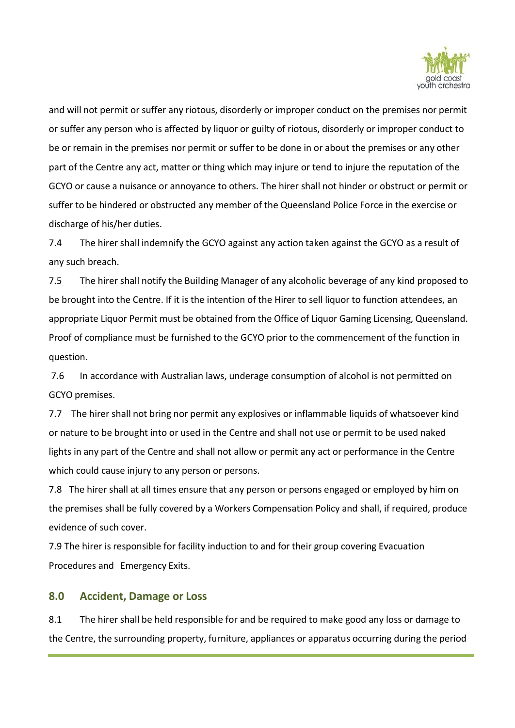and will not permit or suffer any riotous, disorderly or improper conduct on the premises nor permit or suffer any person who is affected by liquor or guilty of riotous, disorderly or improper conduct to be or remain in the premises nor permit or suffer to be done in or about the premises or any other part of the Centre any act, matter or thing which may injure or tend to injure the reputation of the GCYO or cause a nuisance or annoyance to others. The hirer shall not hinder or obstruct or permit or suffer to be hindered or obstructed any member of the Queensland Police Force in the exercise or discharge of his/her duties.

7.4 The hirer shall indemnify the GCYO against any action taken against the GCYO as a result of any such breach.

7.5 The hirer shall notify the Building Manager of any alcoholic beverage of any kind proposed to be brought into the Centre. If it is the intention of the Hirer to sell liquor to function attendees, an appropriate Liquor Permit must be obtained from the Office of Liquor Gaming Licensing, Queensland. Proof of compliance must be furnished to the GCYO prior to the commencement of the function in question.

7.6 In accordance with Australian laws, underage consumption of alcohol is not permitted on GCYO premises.

7.7 The hirer shall not bring nor permit any explosives or inflammable liquids of whatsoever kind or nature to be brought into or used in the Centre and shall not use or permit to be used naked lights in any part of the Centre and shall not allow or permit any act or performance in the Centre which could cause injury to any person or persons.

7.8 The hirer shall at all times ensure that any person or persons engaged or employed by him on the premises shall be fully covered by a Workers Compensation Policy and shall, if required, produce evidence of such cover.

7.9 The hirer is responsible for facility induction to and for their group covering Evacuation Procedures and Emergency Exits.

## 8.0 Accident, Damage or Loss

8.1 The hirer shall be held responsible for and be required to make good any loss or damage to the Centre, the surrounding property, furniture, appliances or apparatus occurring during the period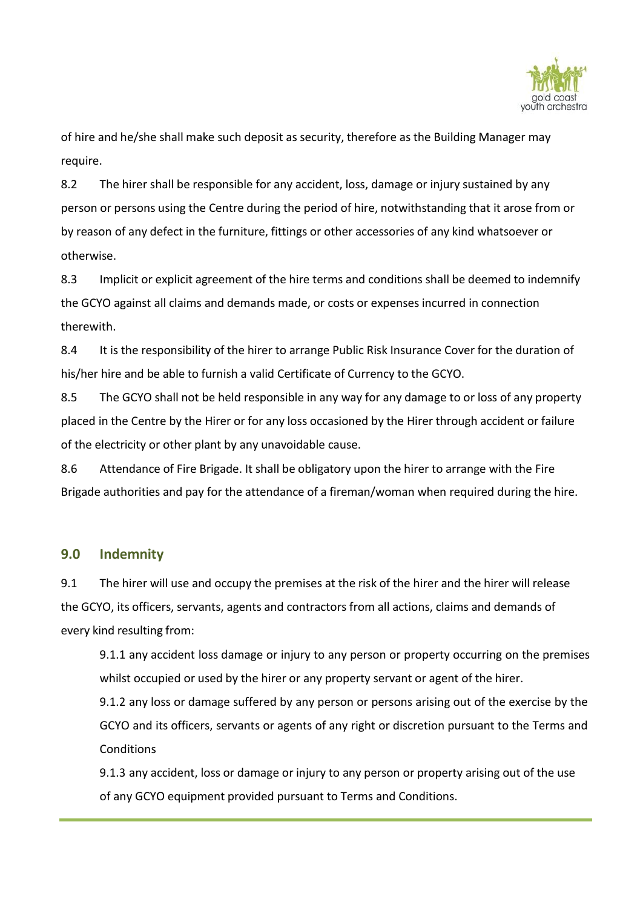of hire and he/she shall make such deposit as security, therefore as the Building Manager may require.

8.2 The hirer shall be responsible for any accident, loss, damage or injury sustained by any person or persons using the Centre during the period of hire, notwithstanding that it arose from or by reason of any defect in the furniture, fittings or other accessories of any kind whatsoever or otherwise.

8.3 Implicit or explicit agreement of the hire terms and conditions shall be deemed to indemnify the GCYO against all claims and demands made, or costs or expenses incurred in connection therewith.

8.4 It is the responsibility of the hirer to arrange Public Risk Insurance Cover for the duration of his/her hire and be able to furnish a valid Certificate of Currency to the GCYO.

8.5 The GCYO shall not be held responsible in any way for any damage to or loss of any property placed in the Centre by the Hirer or for any loss occasioned by the Hirer through accident or failure of the electricity or other plant by any unavoidable cause.

8.6 Attendance of Fire Brigade. It shall be obligatory upon the hirer to arrange with the Fire Brigade authorities and pay for the attendance of a fireman/woman when required during the hire.

## 9.0 Indemnity

9.1 The hirer will use and occupy the premises at the risk of the hirer and the hirer will release the GCYO, its officers, servants, agents and contractors from all actions, claims and demands of every kind resulting from:

9.1.1 any accident loss damage or injury to any person or property occurring on the premises whilst occupied or used by the hirer or any property servant or agent of the hirer.

9.1.2 any loss or damage suffered by any person or persons arising out of the exercise by the GCYO and its officers, servants or agents of any right or discretion pursuant to the Terms and Conditions

9.1.3 any accident, loss or damage or injury to any person or property arising out of the use of any GCYO equipment provided pursuant to Terms and Conditions.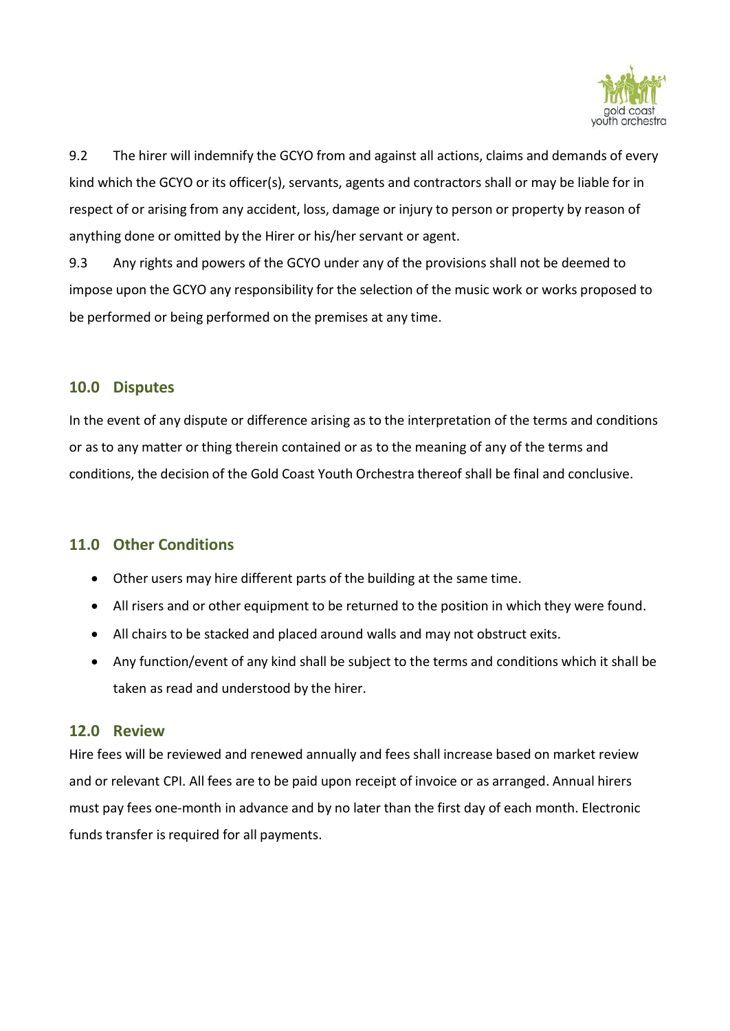9.2 The hirer will indemnify the GCYO from and against all actions, claims and demands of every kind which the GCYO or its officer(s), servants, agents and contractors shall or may be liable for in respect of or arising from any accident, loss, damage or injury to person or property by reason of anything done or omitted by the Hirer or his/her servant or agent.

9.3 Any rights and powers of the GCYO under any of the provisions shall not be deemed to impose upon the GCYO any responsibility for the selection of the music work or works proposed to be performed or being performed on the premises at any time.

## 10.0 Disputes

In the event of any dispute or difference arising as to the interpretation of the terms and conditions or as to any matter or thing therein contained or as to the meaning of any of the terms and conditions, the decision of the Gold Coast Youth Orchestra thereof shall be final and conclusive.

## 11.0 Other Conditions

- Other users may hire different parts of the building at the same time.
- All risers and or other equipment to be returned to the position in which they were found.
- All chairs to be stacked and placed around walls and may not obstruct exits.
- Any function/event of any kind shall be subject to the terms and conditions which it shall be taken as read and understood by the hirer.

## 12.0 Review

Hire fees will be reviewed and renewed annually and fees shall increase based on market review and or relevant CPI. All fees are to be paid upon receipt of invoice or as arranged. Annual hirers must pay fees one-month in advance and by no later than the first day of each month. Electronic funds transfer is required for all payments.